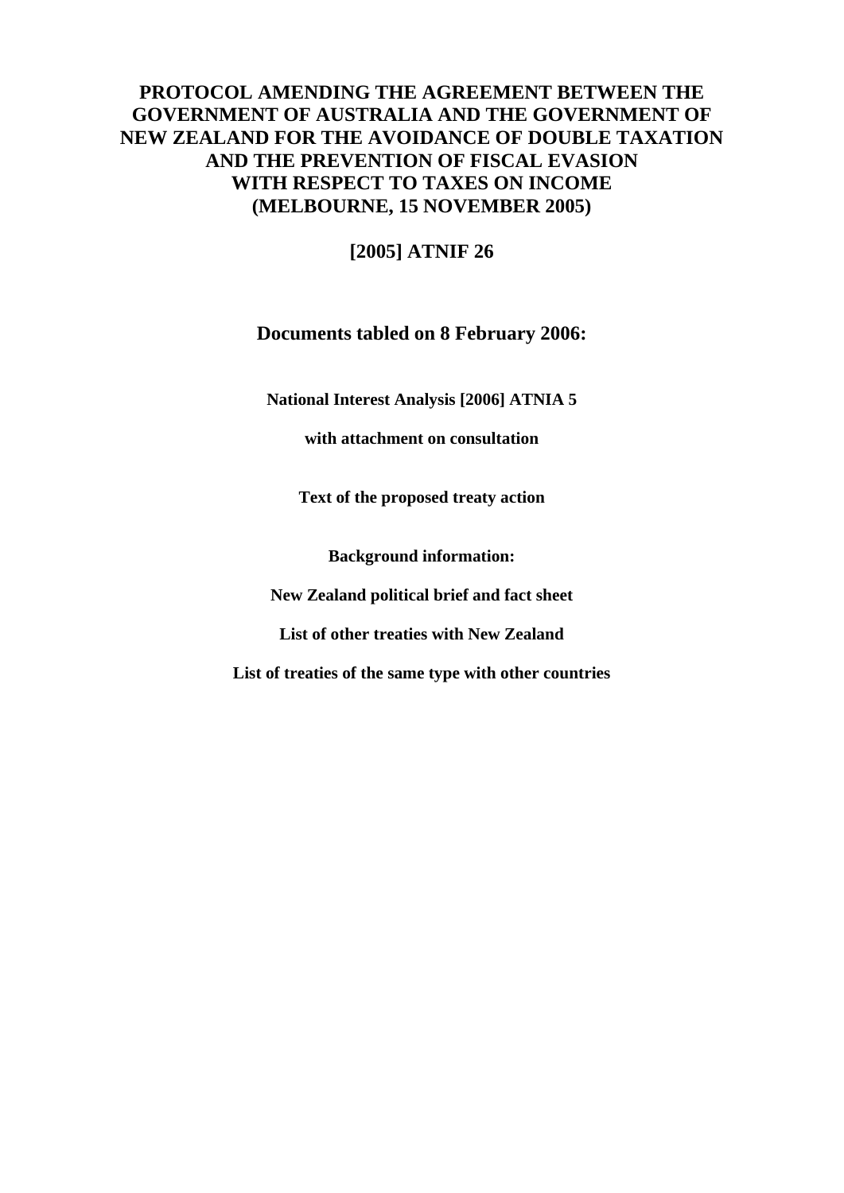# PROTOCOL AMENDING THE AGREEMENT BETWEEN THE GOVERNMENT OF AUSTRALIA AND THE GOVERNMENT OF NEW ZEALAND FOR THE AVOIDANCE OF DOUBLE TAXATION AND THE PREVENTION OF FISCAL EVASION WITH RESPECT TO TAXES ON INCOME (MELBOURNE, 15 NOVEMBER 2005)

## [2005] ATNIF 26

## Documents tabled on 8 February 2006:

**National Interest Analysis [2006] ATNIA 5**

**with attachment on consultation**

**Text of the proposed treaty action**

**Background information:**

**New Zealand political brief and fact sheet**

**List of other treaties with New Zealand**

**List of treaties of the same type with other countries**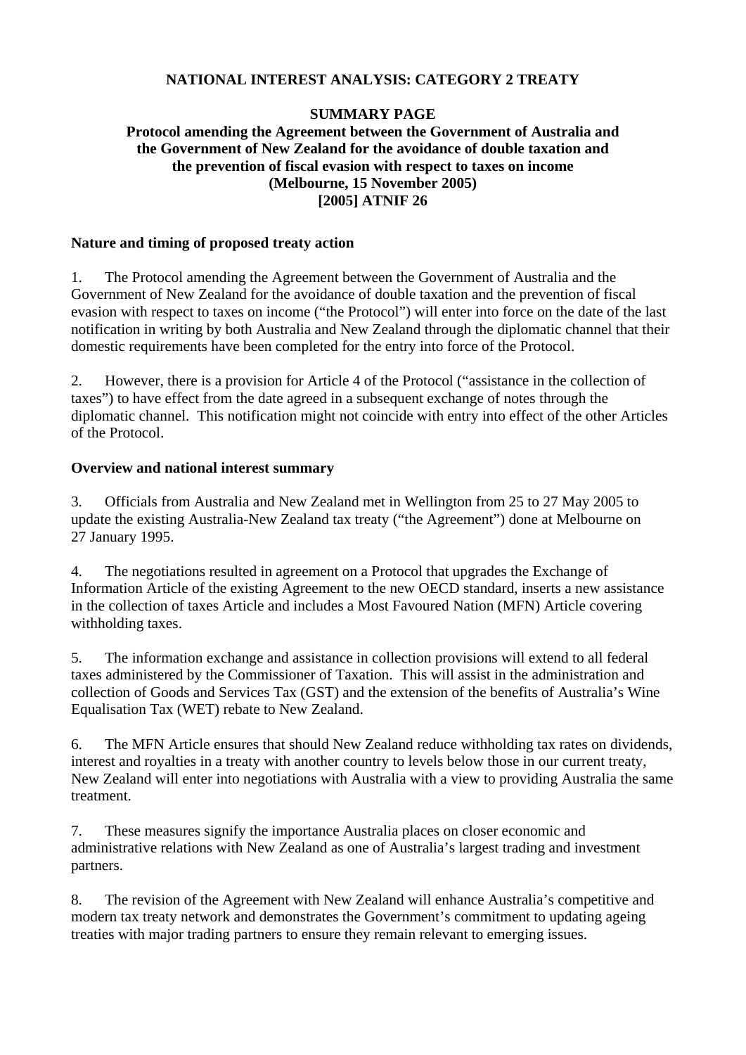**NATIONAL INTEREST ANALYSIS: CATEGORY 2 TREATY**

**SUMMARY PAGE**

**Protocol amending the Agreement between the Government of Australia and the Government of New Zealand for the avoidance of double taxation and the prevention of fiscal evasion with respect to taxes on income (Melbourne, 15 November 2005) [2005] ATNIF 26**

**Nature and timing of proposed treaty action**

1. The Protocol amending the Agreement between the Government of Australia and the Government of New Zealand for the avoidance of double taxation and the prevention of fiscal evasion with respect to taxes on income ("the Protocol") will enter into force on the date of the last notification in writing by both Australia and New Zealand through the diplomatic channel that their domestic requirements have been completed for the entry into force of the Protocol.

2. However, there is a provision for Article 4 of the Protocol ("assistance in the collection of taxes") to have effect from the date agreed in a subsequent exchange of notes through the diplomatic channel. This notification might not coincide with entry into effect of the other Articles of the Protocol.

**Overview and national interest summary**

3. Officials from Australia and New Zealand met in Wellington from 25 to 27 May 2005 to update the existing Australia-New Zealand tax treaty ("the Agreement") done at Melbourne on 27 January 1995.

4. The negotiations resulted in agreement on a Protocol that upgrades the Exchange of Information Article of the existing Agreement to the new OECD standard, inserts a new assistance in the collection of taxes Article and includes a Most Favoured Nation (MFN) Article covering withholding taxes.

5. The information exchange and assistance in collection provisions will extend to all federal taxes administered by the Commissioner of Taxation. This will assist in the administration and collection of Goods and Services Tax (GST) and the extension of the benefits of Australia's Wine Equalisation Tax (WET) rebate to New Zealand.

6. The MFN Article ensures that should New Zealand reduce withholding tax rates on dividends, interest and royalties in a treaty with another country to levels below those in our current treaty, New Zealand will enter into negotiations with Australia with a view to providing Australia the same treatment.

7. These measures signify the importance Australia places on closer economic and administrative relations with New Zealand as one of Australia's largest trading and investment partners.

8. The revision of the Agreement with New Zealand will enhance Australia's competitive and modern tax treaty network and demonstrates the Government's commitment to updating ageing treaties with major trading partners to ensure they remain relevant to emerging issues.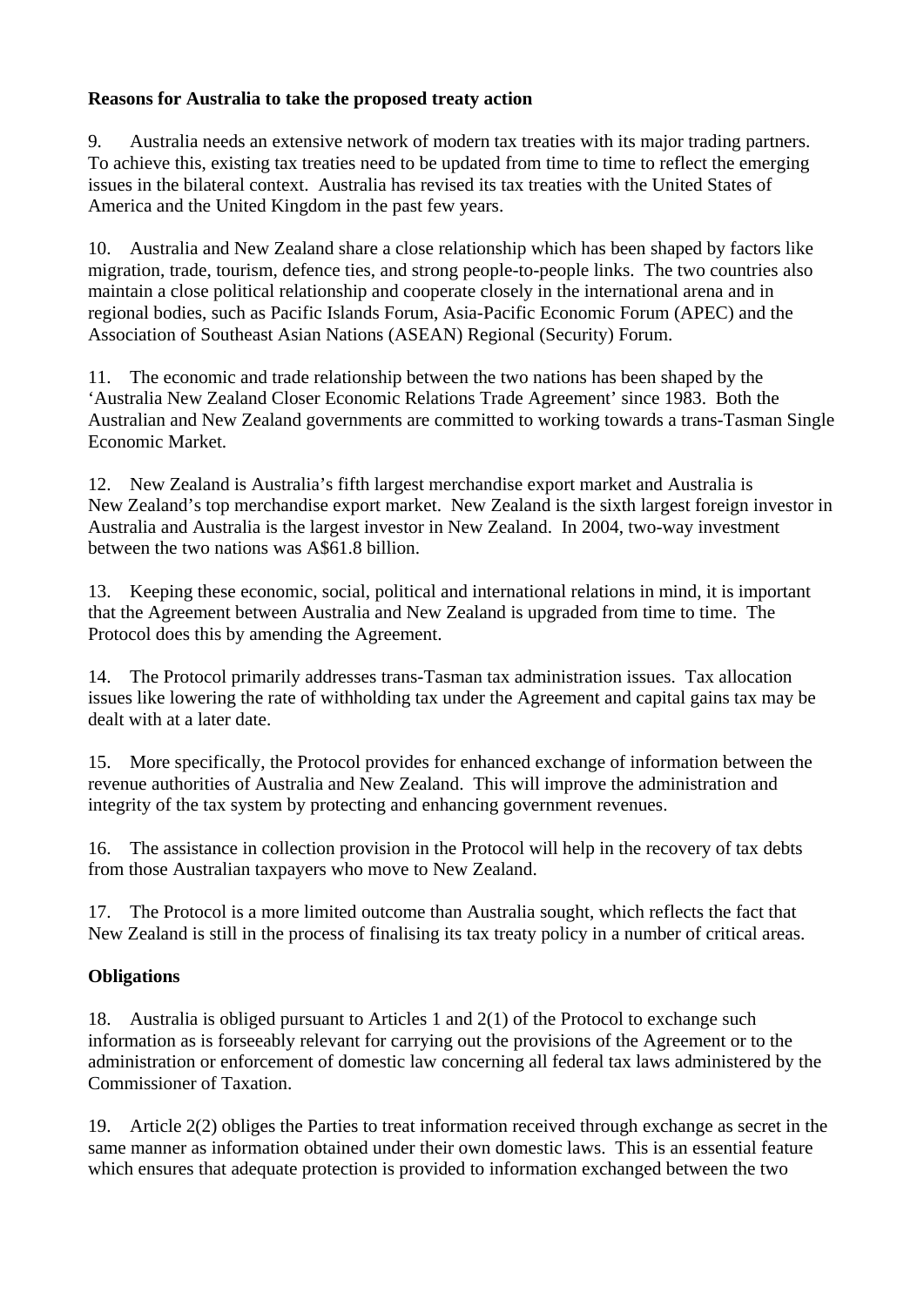**Reasons for Australia to take the proposed treaty action**

9. Australia needs an extensive network of modern tax treaties with its major trading partners. To achieve this, existing tax treaties need to be updated from time to time to reflect the emerging issues in the bilateral context. Australia has revised its tax treaties with the United States of America and the United Kingdom in the past few years.

10. Australia and New Zealand share a close relationship which has been shaped by factors like migration, trade, tourism, defence ties, and strong people-to-people links. The two countries also maintain a close political relationship and cooperate closely in the international arena and in regional bodies, such as Pacific Islands Forum, Asia-Pacific Economic Forum (APEC) and the Association of Southeast Asian Nations (ASEAN) Regional (Security) Forum.

11. The economic and trade relationship between the two nations has been shaped by the 'Australia New Zealand Closer Economic Relations Trade Agreement' since 1983. Both the Australian and New Zealand governments are committed to working towards a trans-Tasman Single Economic Market.

12. New Zealand is Australia's fifth largest merchandise export market and Australia is New Zealand's top merchandise export market. New Zealand is the sixth largest foreign investor in Australia and Australia is the largest investor in New Zealand. In 2004, two-way investment between the two nations was A$61.8 billion.

13. Keeping these economic, social, political and international relations in mind, it is important that the Agreement between Australia and New Zealand is upgraded from time to time. The Protocol does this by amending the Agreement.

14. The Protocol primarily addresses trans-Tasman tax administration issues. Tax allocation issues like lowering the rate of withholding tax under the Agreement and capital gains tax may be dealt with at a later date.

15. More specifically, the Protocol provides for enhanced exchange of information between the revenue authorities of Australia and New Zealand. This will improve the administration and integrity of the tax system by protecting and enhancing government revenues.

16. The assistance in collection provision in the Protocol will help in the recovery of tax debts from those Australian taxpayers who move to New Zealand.

17. The Protocol is a more limited outcome than Australia sought, which reflects the fact that New Zealand is still in the process of finalising its tax treaty policy in a number of critical areas.

**Obligations**

18. Australia is obliged pursuant to Articles 1 and 2(1) of the Protocol to exchange such information as is forseeably relevant for carrying out the provisions of the Agreement or to the administration or enforcement of domestic law concerning all federal tax laws administered by the Commissioner of Taxation.

19. Article 2(2) obliges the Parties to treat information received through exchange as secret in the same manner as information obtained under their own domestic laws. This is an essential feature which ensures that adequate protection is provided to information exchanged between the two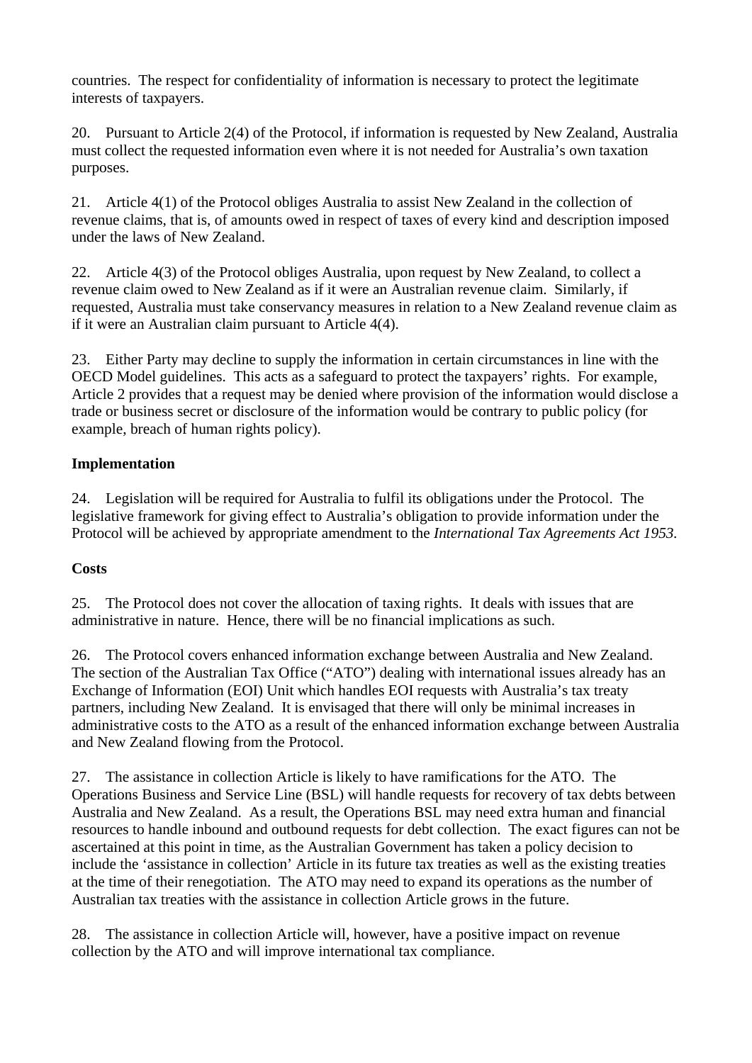countries. The respect for confidentiality of information is necessary to protect the legitimate interests of taxpayers.

20. Pursuant to Article 2(4) of the Protocol, if information is requested by New Zealand, Australia must collect the requested information even where it is not needed for Australia's own taxation purposes.

21. Article 4(1) of the Protocol obliges Australia to assist New Zealand in the collection of revenue claims, that is, of amounts owed in respect of taxes of every kind and description imposed under the laws of New Zealand.

22. Article 4(3) of the Protocol obliges Australia, upon request by New Zealand, to collect a revenue claim owed to New Zealand as if it were an Australian revenue claim. Similarly, if requested, Australia must take conservancy measures in relation to a New Zealand revenue claim as if it were an Australian claim pursuant to Article 4(4).

23. Either Party may decline to supply the information in certain circumstances in line with the OECD Model guidelines. This acts as a safeguard to protect the taxpayers' rights. For example, Article 2 provides that a request may be denied where provision of the information would disclose a trade or business secret or disclosure of the information would be contrary to public policy (for example, breach of human rights policy).

**Implementation**

24. Legislation will be required for Australia to fulfil its obligations under the Protocol. The legislative framework for giving effect to Australia's obligation to provide information under the Protocol will be achieved by appropriate amendment to the *International Tax Agreements Act 1953.*

**Costs**

25. The Protocol does not cover the allocation of taxing rights. It deals with issues that are administrative in nature. Hence, there will be no financial implications as such.

26. The Protocol covers enhanced information exchange between Australia and New Zealand. The section of the Australian Tax Office ("ATO") dealing with international issues already has an Exchange of Information (EOI) Unit which handles EOI requests with Australia's tax treaty partners, including New Zealand. It is envisaged that there will only be minimal increases in administrative costs to the ATO as a result of the enhanced information exchange between Australia and New Zealand flowing from the Protocol.

27. The assistance in collection Article is likely to have ramifications for the ATO. The Operations Business and Service Line (BSL) will handle requests for recovery of tax debts between Australia and New Zealand. As a result, the Operations BSL may need extra human and financial resources to handle inbound and outbound requests for debt collection. The exact figures can not be ascertained at this point in time, as the Australian Government has taken a policy decision to include the 'assistance in collection' Article in its future tax treaties as well as the existing treaties at the time of their renegotiation. The ATO may need to expand its operations as the number of Australian tax treaties with the assistance in collection Article grows in the future.

28. The assistance in collection Article will, however, have a positive impact on revenue collection by the ATO and will improve international tax compliance.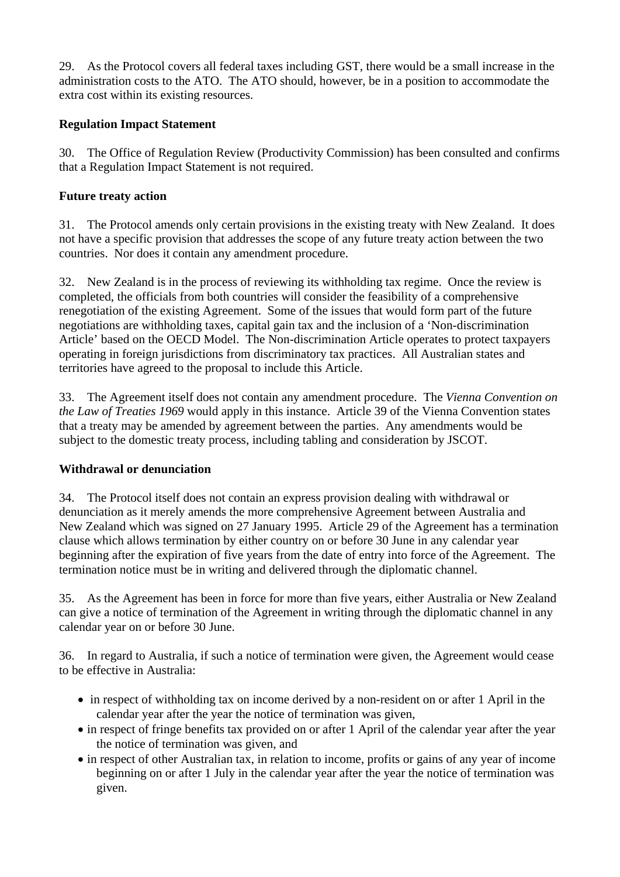29. As the Protocol covers all federal taxes including GST, there would be a small increase in the administration costs to the ATO. The ATO should, however, be in a position to accommodate the extra cost within its existing resources.

**Regulation Impact Statement**

30. The Office of Regulation Review (Productivity Commission) has been consulted and confirms that a Regulation Impact Statement is not required.

**Future treaty action**

31. The Protocol amends only certain provisions in the existing treaty with New Zealand. It does not have a specific provision that addresses the scope of any future treaty action between the two countries. Nor does it contain any amendment procedure.

32. New Zealand is in the process of reviewing its withholding tax regime. Once the review is completed, the officials from both countries will consider the feasibility of a comprehensive renegotiation of the existing Agreement. Some of the issues that would form part of the future negotiations are withholding taxes, capital gain tax and the inclusion of a 'Non-discrimination Article' based on the OECD Model. The Non-discrimination Article operates to protect taxpayers operating in foreign jurisdictions from discriminatory tax practices. All Australian states and territories have agreed to the proposal to include this Article.

33. The Agreement itself does not contain any amendment procedure. The *Vienna Convention on the Law of Treaties 1969* would apply in this instance. Article 39 of the Vienna Convention states that a treaty may be amended by agreement between the parties. Any amendments would be subject to the domestic treaty process, including tabling and consideration by JSCOT.

**Withdrawal or denunciation**

34. The Protocol itself does not contain an express provision dealing with withdrawal or denunciation as it merely amends the more comprehensive Agreement between Australia and New Zealand which was signed on 27 January 1995. Article 29 of the Agreement has a termination clause which allows termination by either country on or before 30 June in any calendar year beginning after the expiration of five years from the date of entry into force of the Agreement. The termination notice must be in writing and delivered through the diplomatic channel.

35. As the Agreement has been in force for more than five years, either Australia or New Zealand can give a notice of termination of the Agreement in writing through the diplomatic channel in any calendar year on or before 30 June.

36. In regard to Australia, if such a notice of termination were given, the Agreement would cease to be effective in Australia:

- in respect of withholding tax on income derived by a non-resident on or after 1 April in the calendar year after the year the notice of termination was given,
- in respect of fringe benefits tax provided on or after 1 April of the calendar year after the year the notice of termination was given, and
- in respect of other Australian tax, in relation to income, profits or gains of any year of income beginning on or after 1 July in the calendar year after the year the notice of termination was given.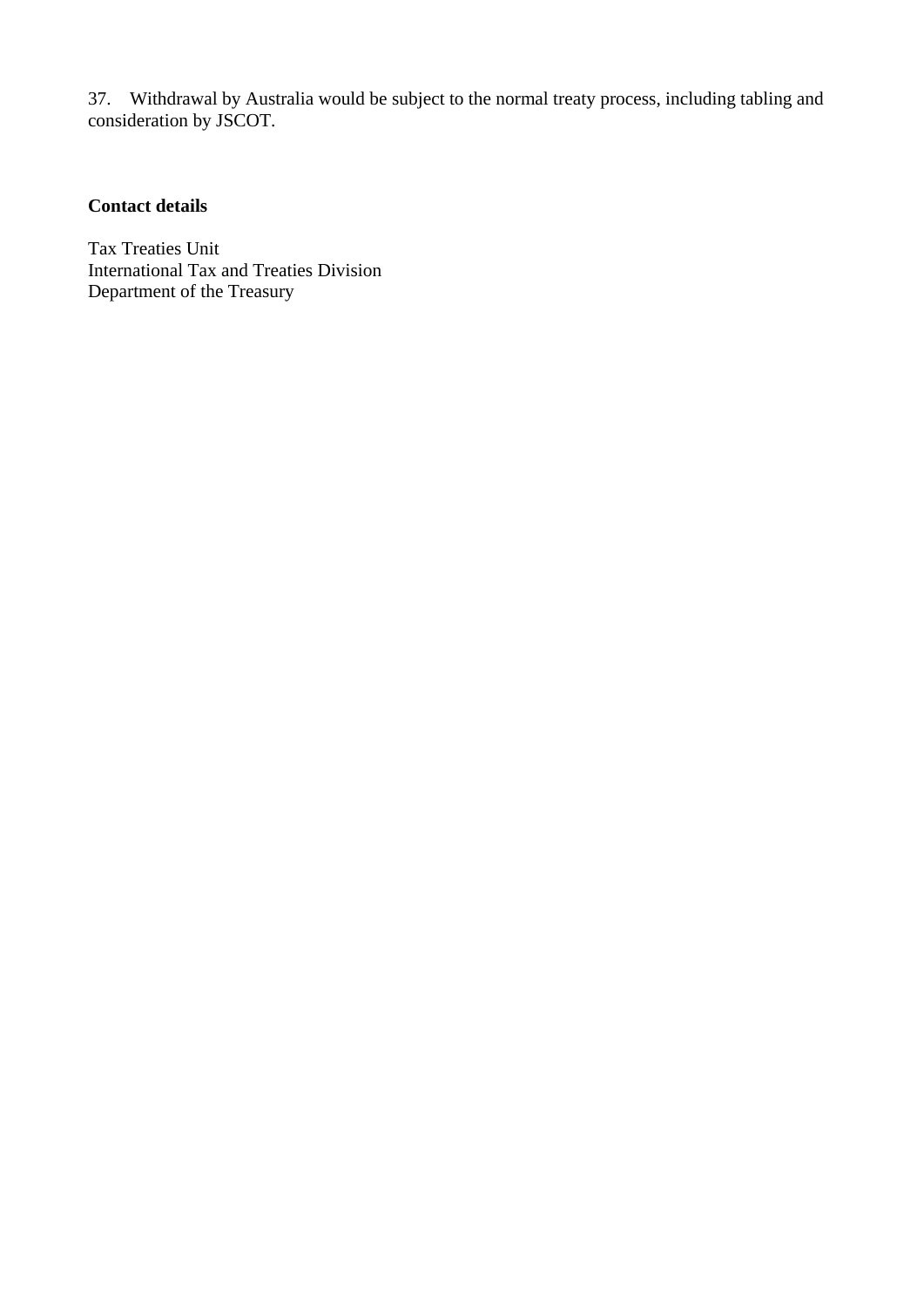37. Withdrawal by Australia would be subject to the normal treaty process, including tabling and consideration by JSCOT.

**Contact details**

Tax Treaties Unit
International Tax and Treaties Division
Department of the Treasury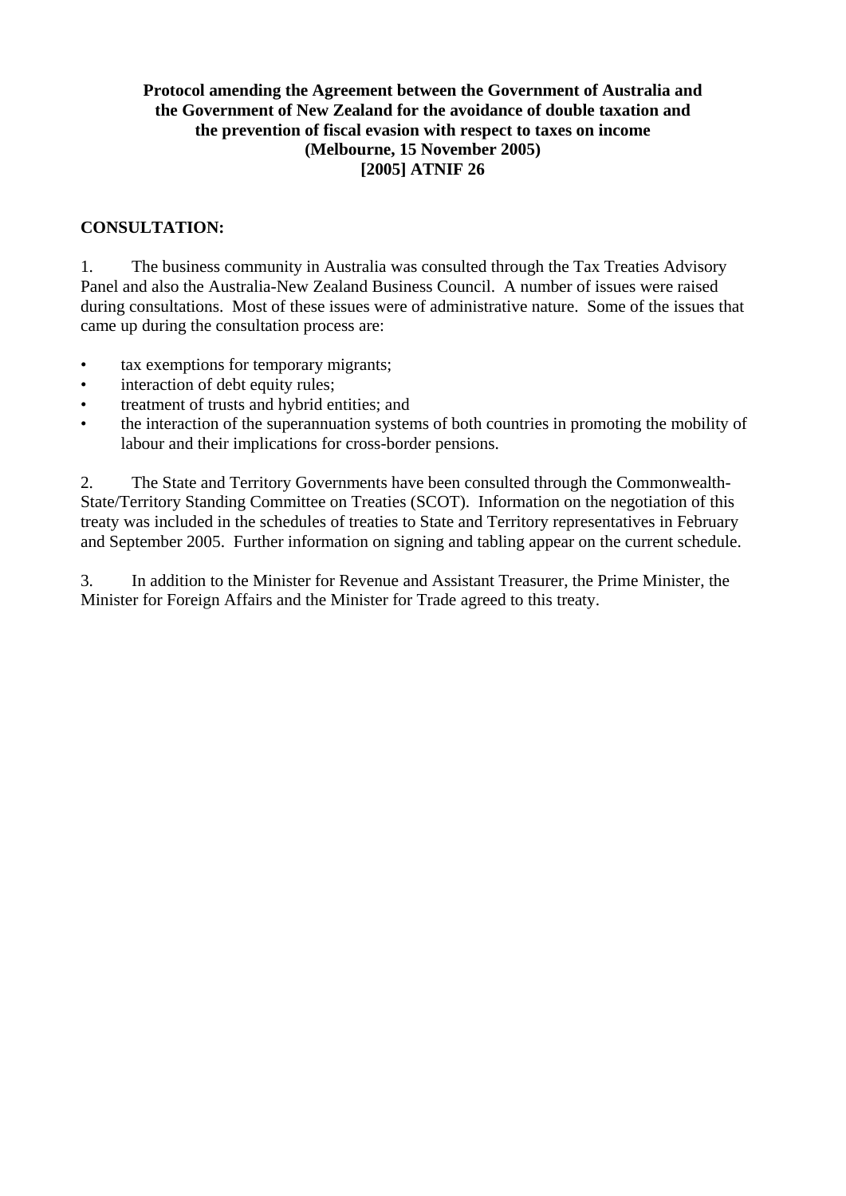**Protocol amending the Agreement between the Government of Australia and the Government of New Zealand for the avoidance of double taxation and the prevention of fiscal evasion with respect to taxes on income (Melbourne, 15 November 2005) [2005] ATNIF 26**

**CONSULTATION:**

1. The business community in Australia was consulted through the Tax Treaties Advisory Panel and also the Australia-New Zealand Business Council. A number of issues were raised during consultations. Most of these issues were of administrative nature. Some of the issues that came up during the consultation process are:

- tax exemptions for temporary migrants;
- interaction of debt equity rules;
- treatment of trusts and hybrid entities; and
- the interaction of the superannuation systems of both countries in promoting the mobility of labour and their implications for cross-border pensions.

2. The State and Territory Governments have been consulted through the Commonwealth-State/Territory Standing Committee on Treaties (SCOT). Information on the negotiation of this treaty was included in the schedules of treaties to State and Territory representatives in February and September 2005. Further information on signing and tabling appear on the current schedule.

3. In addition to the Minister for Revenue and Assistant Treasurer, the Prime Minister, the Minister for Foreign Affairs and the Minister for Trade agreed to this treaty.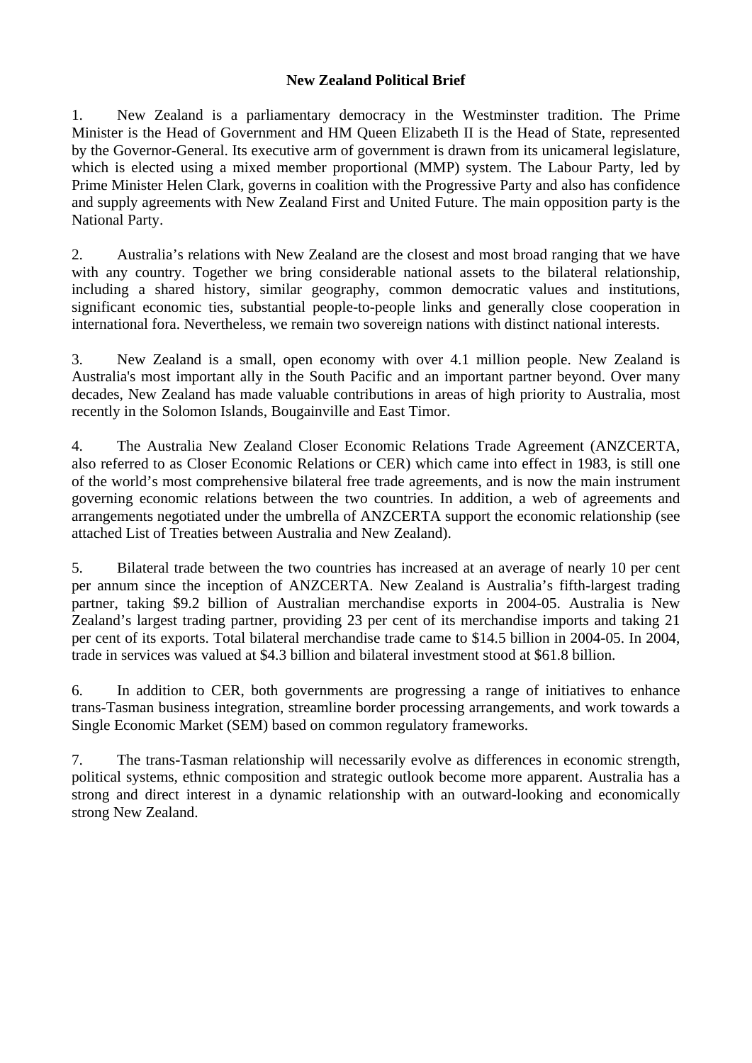**New Zealand Political Brief**

1. New Zealand is a parliamentary democracy in the Westminster tradition. The Prime Minister is the Head of Government and HM Queen Elizabeth II is the Head of State, represented by the Governor-General. Its executive arm of government is drawn from its unicameral legislature, which is elected using a mixed member proportional (MMP) system. The Labour Party, led by Prime Minister Helen Clark, governs in coalition with the Progressive Party and also has confidence and supply agreements with New Zealand First and United Future. The main opposition party is the National Party.

2. Australia's relations with New Zealand are the closest and most broad ranging that we have with any country. Together we bring considerable national assets to the bilateral relationship, including a shared history, similar geography, common democratic values and institutions, significant economic ties, substantial people-to-people links and generally close cooperation in international fora. Nevertheless, we remain two sovereign nations with distinct national interests.

3. New Zealand is a small, open economy with over 4.1 million people. New Zealand is Australia's most important ally in the South Pacific and an important partner beyond. Over many decades, New Zealand has made valuable contributions in areas of high priority to Australia, most recently in the Solomon Islands, Bougainville and East Timor.

4. The Australia New Zealand Closer Economic Relations Trade Agreement (ANZCERTA, also referred to as Closer Economic Relations or CER) which came into effect in 1983, is still one of the world's most comprehensive bilateral free trade agreements, and is now the main instrument governing economic relations between the two countries. In addition, a web of agreements and arrangements negotiated under the umbrella of ANZCERTA support the economic relationship (see attached List of Treaties between Australia and New Zealand).

5. Bilateral trade between the two countries has increased at an average of nearly 10 per cent per annum since the inception of ANZCERTA. New Zealand is Australia's fifth-largest trading partner, taking $9.2 billion of Australian merchandise exports in 2004-05. Australia is New Zealand's largest trading partner, providing 23 per cent of its merchandise imports and taking 21 per cent of its exports. Total bilateral merchandise trade came to $14.5 billion in 2004-05. In 2004, trade in services was valued at $4.3 billion and bilateral investment stood at $61.8 billion.

6. In addition to CER, both governments are progressing a range of initiatives to enhance trans-Tasman business integration, streamline border processing arrangements, and work towards a Single Economic Market (SEM) based on common regulatory frameworks.

7. The trans-Tasman relationship will necessarily evolve as differences in economic strength, political systems, ethnic composition and strategic outlook become more apparent. Australia has a strong and direct interest in a dynamic relationship with an outward-looking and economically strong New Zealand.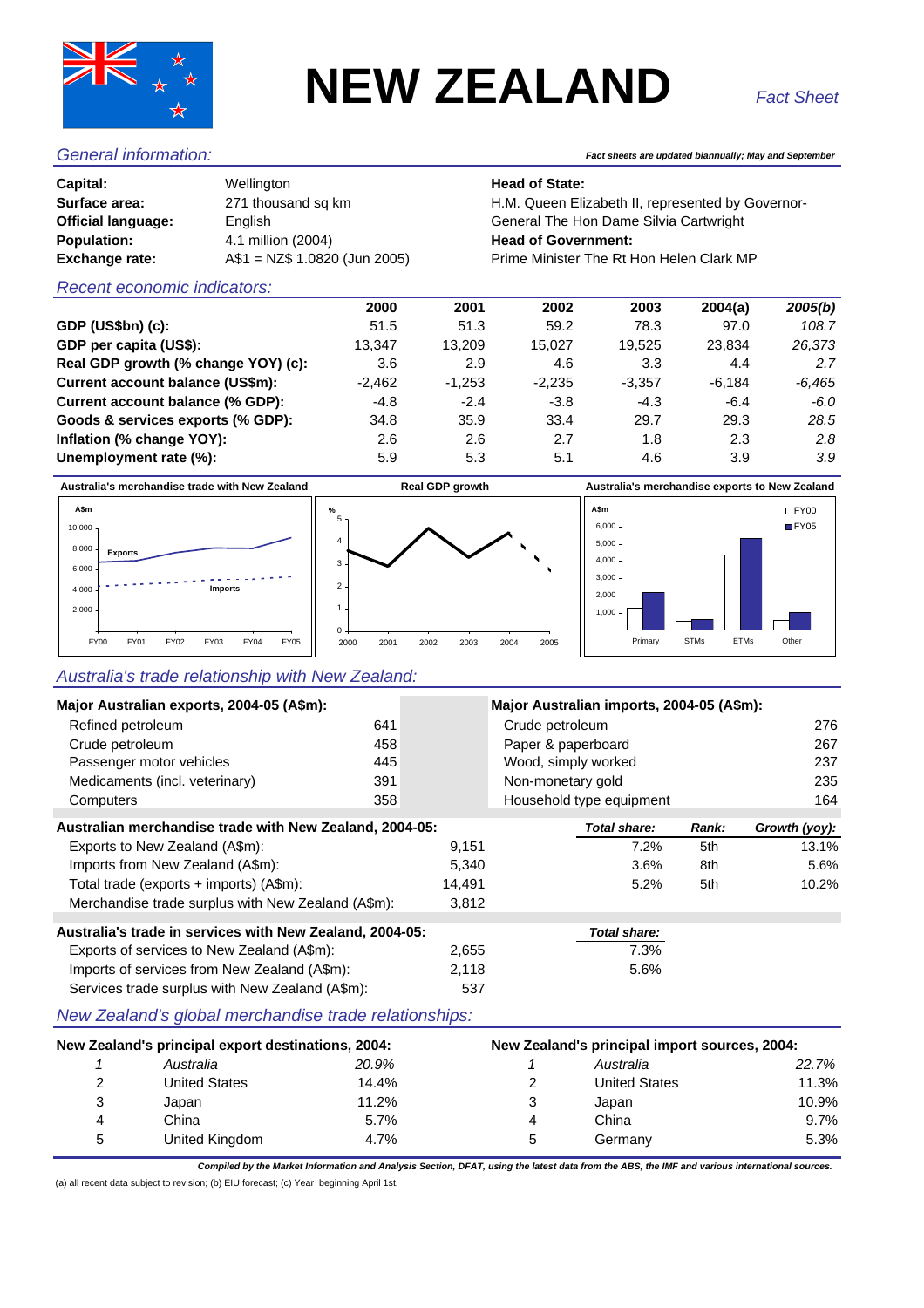# NEW ZEALAND

*Fact Sheet*

## *General information:*

***Fact sheets are updated biannually; May and September***

| | |
|---|---|
| **Capital:** | Wellington |
| **Surface area:** | 271 thousand sq km |
| **Official language:** | English |
| **Population:** | 4.1 million (2004) |
| **Exchange rate:** | A$1 = NZ$ 1.0820 (Jun 2005) |

**Head of State:**
H.M. Queen Elizabeth II, represented by Governor-General The Hon Dame Silvia Cartwright

**Head of Government:**
Prime Minister The Rt Hon Helen Clark MP

## *Recent economic indicators:*

| | 2000 | 2001 | 2002 | 2003 | 2004(a) | *2005(b)* |
|---|---|---|---|---|---|---|
| **GDP (US$bn) (c):** | 51.5 | 51.3 | 59.2 | 78.3 | 97.0 | *108.7* |
| **GDP per capita (US$):** | 13,347 | 13,209 | 15,027 | 19,525 | 23,834 | *26,373* |
| **Real GDP growth (% change YOY) (c):** | 3.6 | 2.9 | 4.6 | 3.3 | 4.4 | *2.7* |
| **Current account balance (US$m):** | -2,462 | -1,253 | -2,235 | -3,357 | -6,184 | *-6,465* |
| **Current account balance (% GDP):** | -4.8 | -2.4 | -3.8 | -4.3 | -6.4 | *-6.0* |
| **Goods & services exports (% GDP):** | 34.8 | 35.9 | 33.4 | 29.7 | 29.3 | *28.5* |
| **Inflation (% change YOY):** | 2.6 | 2.6 | 2.7 | 1.8 | 2.3 | *2.8* |
| **Unemployment rate (%):** | 5.9 | 5.3 | 5.1 | 4.6 | 3.9 | *3.9* |

**Australia's merchandise trade with New Zealand** | **Real GDP growth** | **Australia's merchandise exports to New Zealand**

## *Australia's trade relationship with New Zealand:*

| **Major Australian exports, 2004-05 (A$m):** | |
|---|---|
| Refined petroleum | 641 |
| Crude petroleum | 458 |
| Passenger motor vehicles | 445 |
| Medicaments (incl. veterinary) | 391 |
| Computers | 358 |

| **Major Australian imports, 2004-05 (A$m):** | |
|---|---|
| Crude petroleum | 276 |
| Paper & paperboard | 267 |
| Wood, simply worked | 237 |
| Non-monetary gold | 235 |
| Household type equipment | 164 |

| **Australian merchandise trade with New Zealand, 2004-05:** | | ***Total share:*** | ***Rank:*** | ***Growth (yoy):*** |
|---|---|---|---|---|
| Exports to New Zealand (A$m): | 9,151 | 7.2% | 5th | 13.1% |
| Imports from New Zealand (A$m): | 5,340 | 3.6% | 8th | 5.6% |
| Total trade (exports + imports) (A$m): | 14,491 | 5.2% | 5th | 10.2% |
| Merchandise trade surplus with New Zealand (A$m): | 3,812 | | | |

| **Australia's trade in services with New Zealand, 2004-05:** | | ***Total share:*** |
|---|---|---|
| Exports of services to New Zealand (A$m): | 2,655 | 7.3% |
| Imports of services from New Zealand (A$m): | 2,118 | 5.6% |
| Services trade surplus with New Zealand (A$m): | 537 | |

## *New Zealand's global merchandise trade relationships:*

| **New Zealand's principal export destinations, 2004:** | | |
|---|---|---|
| *1* | *Australia* | *20.9%* |
| 2 | United States | 14.4% |
| 3 | Japan | 11.2% |
| 4 | China | 5.7% |
| 5 | United Kingdom | 4.7% |

| **New Zealand's principal import sources, 2004:** | | |
|---|---|---|
| *1* | *Australia* | *22.7%* |
| 2 | United States | 11.3% |
| 3 | Japan | 10.9% |
| 4 | China | 9.7% |
| 5 | Germany | 5.3% |

***Compiled by the Market Information and Analysis Section, DFAT, using the latest data from the ABS, the IMF and various international sources.***

(a) all recent data subject to revision; (b) EIU forecast; (c) Year beginning April 1st.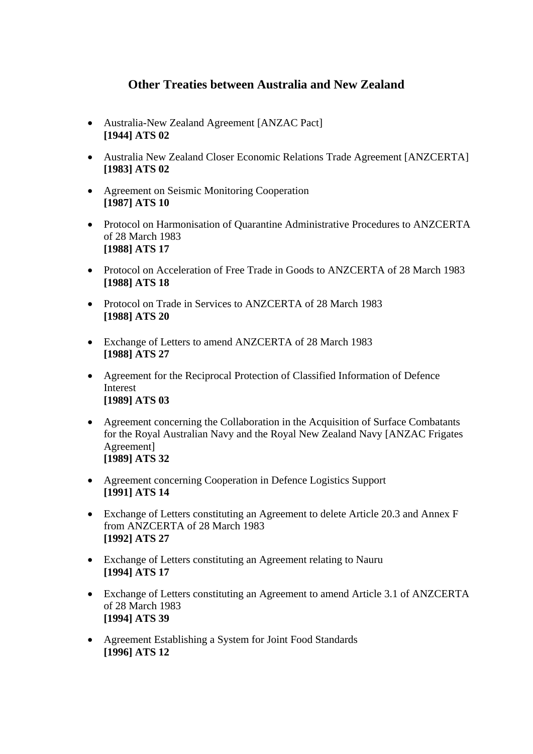## Other Treaties between Australia and New Zealand

- Australia-New Zealand Agreement [ANZAC Pact]
  **[1944] ATS 02**

- Australia New Zealand Closer Economic Relations Trade Agreement [ANZCERTA]
  **[1983] ATS 02**

- Agreement on Seismic Monitoring Cooperation
  **[1987] ATS 10**

- Protocol on Harmonisation of Quarantine Administrative Procedures to ANZCERTA of 28 March 1983
  **[1988] ATS 17**

- Protocol on Acceleration of Free Trade in Goods to ANZCERTA of 28 March 1983
  **[1988] ATS 18**

- Protocol on Trade in Services to ANZCERTA of 28 March 1983
  **[1988] ATS 20**

- Exchange of Letters to amend ANZCERTA of 28 March 1983
  **[1988] ATS 27**

- Agreement for the Reciprocal Protection of Classified Information of Defence Interest
  **[1989] ATS 03**

- Agreement concerning the Collaboration in the Acquisition of Surface Combatants for the Royal Australian Navy and the Royal New Zealand Navy [ANZAC Frigates Agreement]
  **[1989] ATS 32**

- Agreement concerning Cooperation in Defence Logistics Support
  **[1991] ATS 14**

- Exchange of Letters constituting an Agreement to delete Article 20.3 and Annex F from ANZCERTA of 28 March 1983
  **[1992] ATS 27**

- Exchange of Letters constituting an Agreement relating to Nauru
  **[1994] ATS 17**

- Exchange of Letters constituting an Agreement to amend Article 3.1 of ANZCERTA of 28 March 1983
  **[1994] ATS 39**

- Agreement Establishing a System for Joint Food Standards
  **[1996] ATS 12**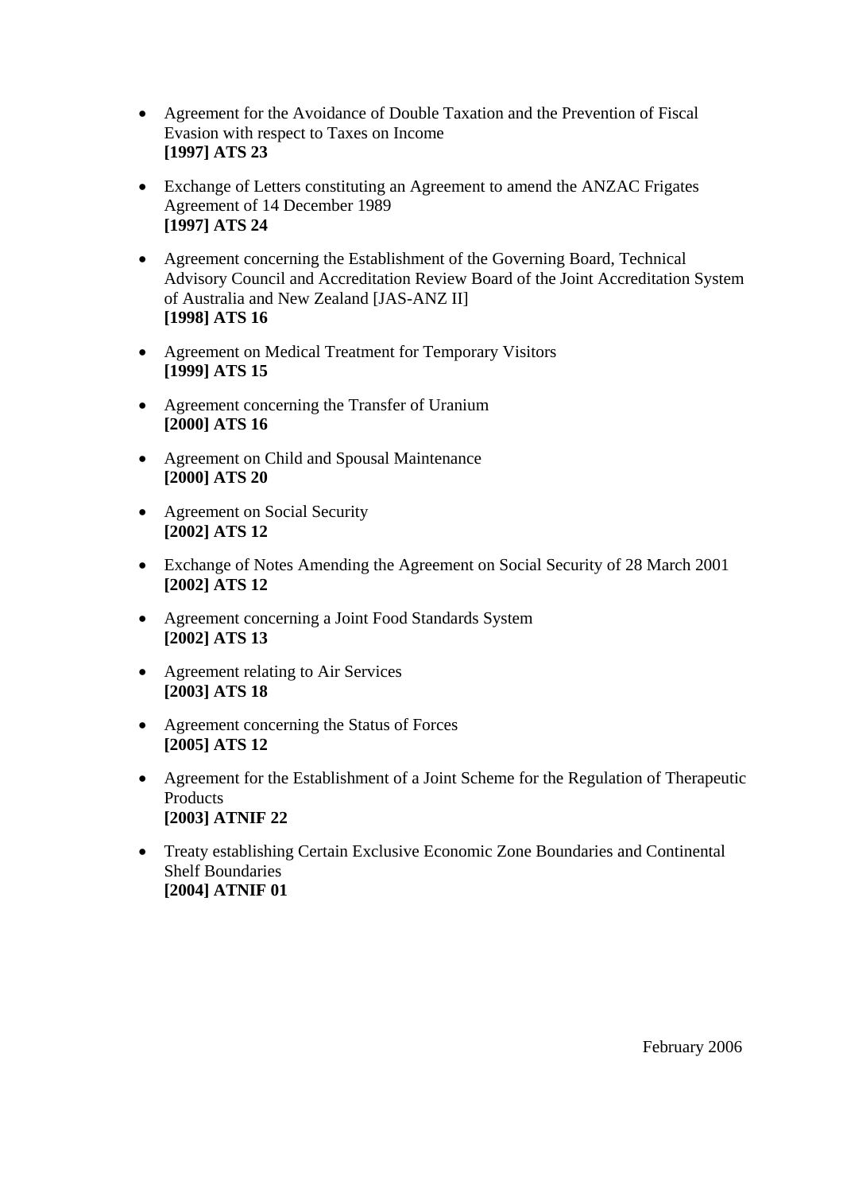- Agreement for the Avoidance of Double Taxation and the Prevention of Fiscal Evasion with respect to Taxes on Income
  **[1997] ATS 23**

- Exchange of Letters constituting an Agreement to amend the ANZAC Frigates Agreement of 14 December 1989
  **[1997] ATS 24**

- Agreement concerning the Establishment of the Governing Board, Technical Advisory Council and Accreditation Review Board of the Joint Accreditation System of Australia and New Zealand [JAS-ANZ II]
  **[1998] ATS 16**

- Agreement on Medical Treatment for Temporary Visitors
  **[1999] ATS 15**

- Agreement concerning the Transfer of Uranium
  **[2000] ATS 16**

- Agreement on Child and Spousal Maintenance
  **[2000] ATS 20**

- Agreement on Social Security
  **[2002] ATS 12**

- Exchange of Notes Amending the Agreement on Social Security of 28 March 2001
  **[2002] ATS 12**

- Agreement concerning a Joint Food Standards System
  **[2002] ATS 13**

- Agreement relating to Air Services
  **[2003] ATS 18**

- Agreement concerning the Status of Forces
  **[2005] ATS 12**

- Agreement for the Establishment of a Joint Scheme for the Regulation of Therapeutic Products
  **[2003] ATNIF 22**

- Treaty establishing Certain Exclusive Economic Zone Boundaries and Continental Shelf Boundaries
  **[2004] ATNIF 01**

February 2006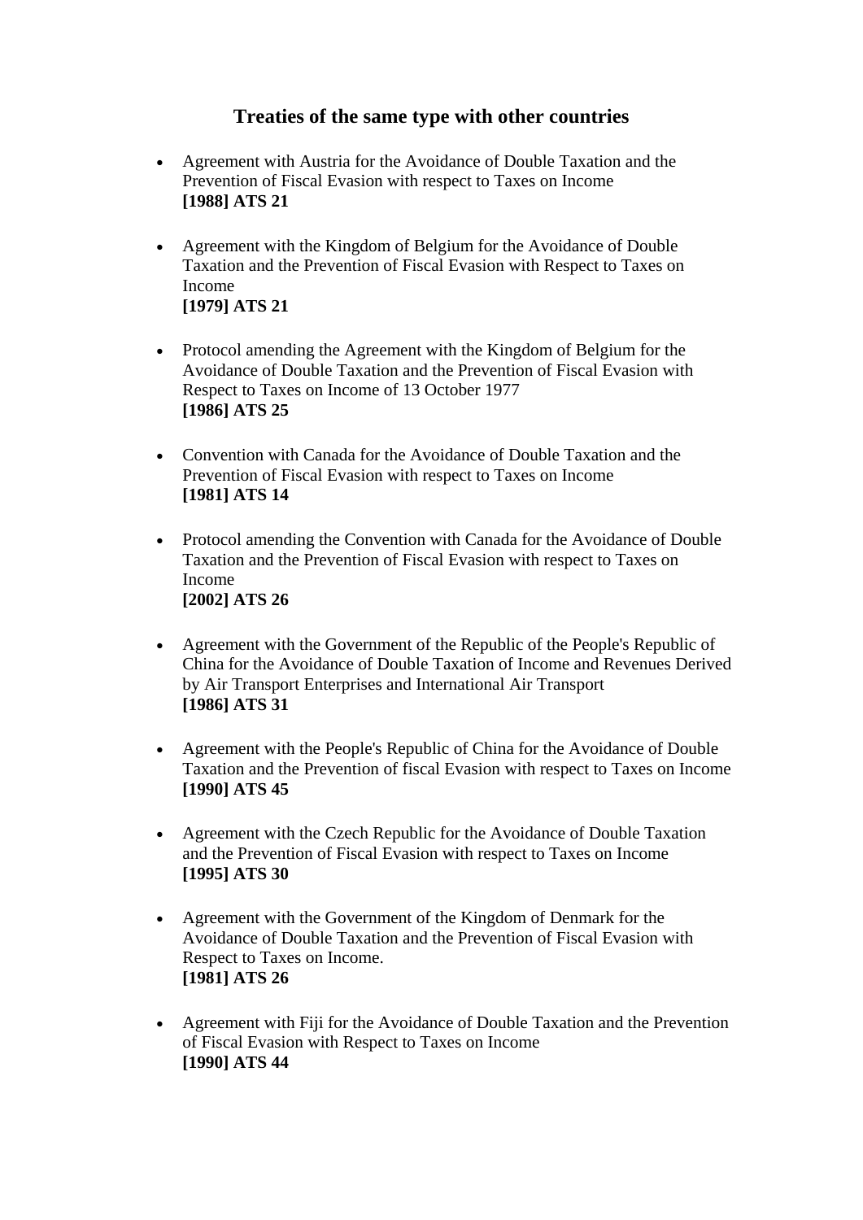## Treaties of the same type with other countries

- Agreement with Austria for the Avoidance of Double Taxation and the Prevention of Fiscal Evasion with respect to Taxes on Income
  **[1988] ATS 21**

- Agreement with the Kingdom of Belgium for the Avoidance of Double Taxation and the Prevention of Fiscal Evasion with Respect to Taxes on Income
  **[1979] ATS 21**

- Protocol amending the Agreement with the Kingdom of Belgium for the Avoidance of Double Taxation and the Prevention of Fiscal Evasion with Respect to Taxes on Income of 13 October 1977
  **[1986] ATS 25**

- Convention with Canada for the Avoidance of Double Taxation and the Prevention of Fiscal Evasion with respect to Taxes on Income
  **[1981] ATS 14**

- Protocol amending the Convention with Canada for the Avoidance of Double Taxation and the Prevention of Fiscal Evasion with respect to Taxes on Income
  **[2002] ATS 26**

- Agreement with the Government of the Republic of the People's Republic of China for the Avoidance of Double Taxation of Income and Revenues Derived by Air Transport Enterprises and International Air Transport
  **[1986] ATS 31**

- Agreement with the People's Republic of China for the Avoidance of Double Taxation and the Prevention of fiscal Evasion with respect to Taxes on Income
  **[1990] ATS 45**

- Agreement with the Czech Republic for the Avoidance of Double Taxation and the Prevention of Fiscal Evasion with respect to Taxes on Income
  **[1995] ATS 30**

- Agreement with the Government of the Kingdom of Denmark for the Avoidance of Double Taxation and the Prevention of Fiscal Evasion with Respect to Taxes on Income.
  **[1981] ATS 26**

- Agreement with Fiji for the Avoidance of Double Taxation and the Prevention of Fiscal Evasion with Respect to Taxes on Income
  **[1990] ATS 44**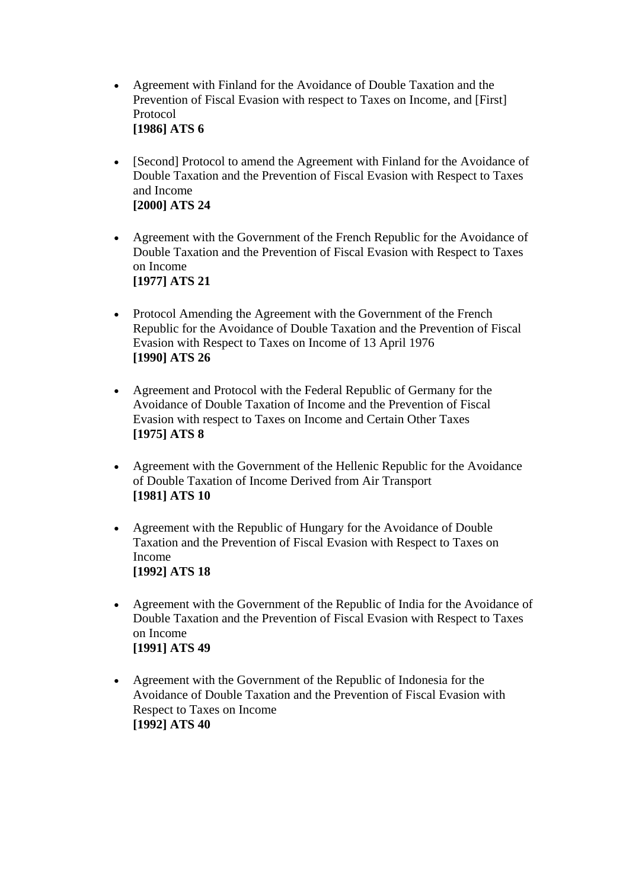- Agreement with Finland for the Avoidance of Double Taxation and the Prevention of Fiscal Evasion with respect to Taxes on Income, and [First] Protocol
  **[1986] ATS 6**

- [Second] Protocol to amend the Agreement with Finland for the Avoidance of Double Taxation and the Prevention of Fiscal Evasion with Respect to Taxes and Income
  **[2000] ATS 24**

- Agreement with the Government of the French Republic for the Avoidance of Double Taxation and the Prevention of Fiscal Evasion with Respect to Taxes on Income
  **[1977] ATS 21**

- Protocol Amending the Agreement with the Government of the French Republic for the Avoidance of Double Taxation and the Prevention of Fiscal Evasion with Respect to Taxes on Income of 13 April 1976
  **[1990] ATS 26**

- Agreement and Protocol with the Federal Republic of Germany for the Avoidance of Double Taxation of Income and the Prevention of Fiscal Evasion with respect to Taxes on Income and Certain Other Taxes
  **[1975] ATS 8**

- Agreement with the Government of the Hellenic Republic for the Avoidance of Double Taxation of Income Derived from Air Transport
  **[1981] ATS 10**

- Agreement with the Republic of Hungary for the Avoidance of Double Taxation and the Prevention of Fiscal Evasion with Respect to Taxes on Income
  **[1992] ATS 18**

- Agreement with the Government of the Republic of India for the Avoidance of Double Taxation and the Prevention of Fiscal Evasion with Respect to Taxes on Income
  **[1991] ATS 49**

- Agreement with the Government of the Republic of Indonesia for the Avoidance of Double Taxation and the Prevention of Fiscal Evasion with Respect to Taxes on Income
  **[1992] ATS 40**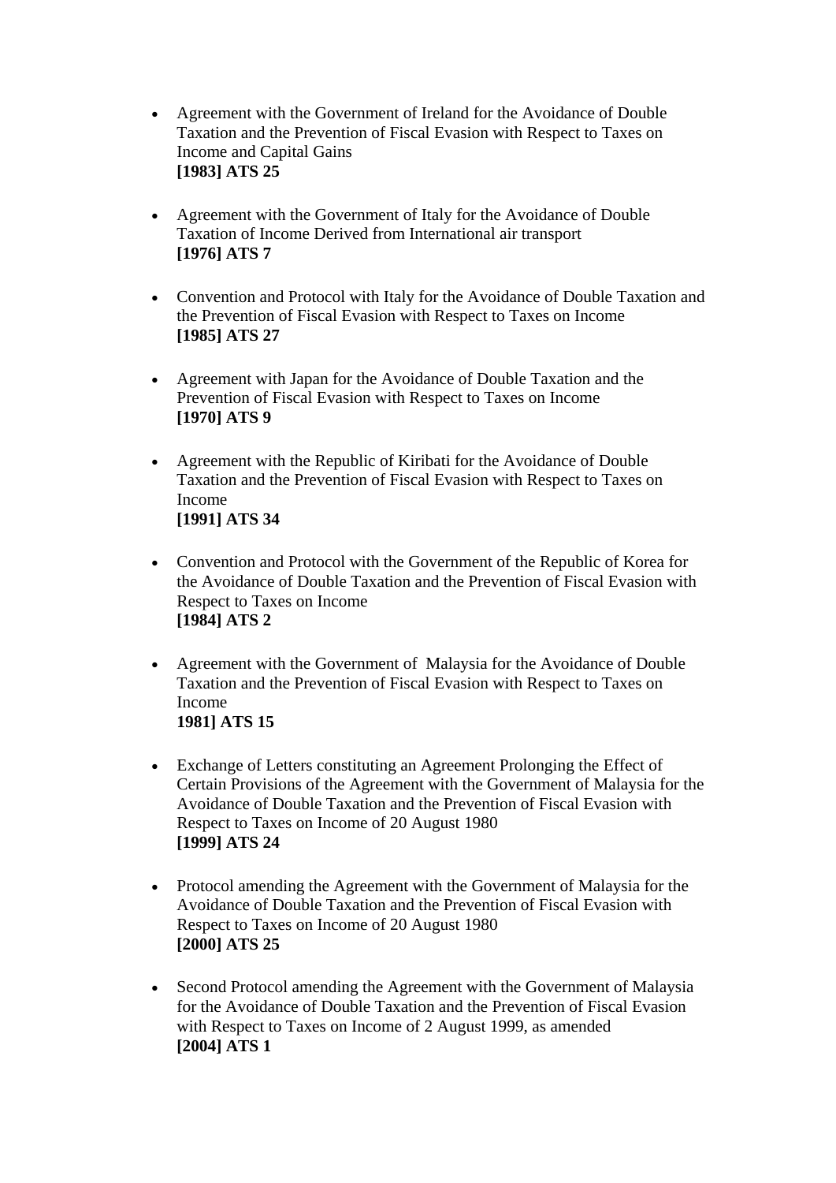- Agreement with the Government of Ireland for the Avoidance of Double Taxation and the Prevention of Fiscal Evasion with Respect to Taxes on Income and Capital Gains
  **[1983] ATS 25**

- Agreement with the Government of Italy for the Avoidance of Double Taxation of Income Derived from International air transport
  **[1976] ATS 7**

- Convention and Protocol with Italy for the Avoidance of Double Taxation and the Prevention of Fiscal Evasion with Respect to Taxes on Income
  **[1985] ATS 27**

- Agreement with Japan for the Avoidance of Double Taxation and the Prevention of Fiscal Evasion with Respect to Taxes on Income
  **[1970] ATS 9**

- Agreement with the Republic of Kiribati for the Avoidance of Double Taxation and the Prevention of Fiscal Evasion with Respect to Taxes on Income
  **[1991] ATS 34**

- Convention and Protocol with the Government of the Republic of Korea for the Avoidance of Double Taxation and the Prevention of Fiscal Evasion with Respect to Taxes on Income
  **[1984] ATS 2**

- Agreement with the Government of Malaysia for the Avoidance of Double Taxation and the Prevention of Fiscal Evasion with Respect to Taxes on Income
  **1981] ATS 15**

- Exchange of Letters constituting an Agreement Prolonging the Effect of Certain Provisions of the Agreement with the Government of Malaysia for the Avoidance of Double Taxation and the Prevention of Fiscal Evasion with Respect to Taxes on Income of 20 August 1980
  **[1999] ATS 24**

- Protocol amending the Agreement with the Government of Malaysia for the Avoidance of Double Taxation and the Prevention of Fiscal Evasion with Respect to Taxes on Income of 20 August 1980
  **[2000] ATS 25**

- Second Protocol amending the Agreement with the Government of Malaysia for the Avoidance of Double Taxation and the Prevention of Fiscal Evasion with Respect to Taxes on Income of 2 August 1999, as amended
  **[2004] ATS 1**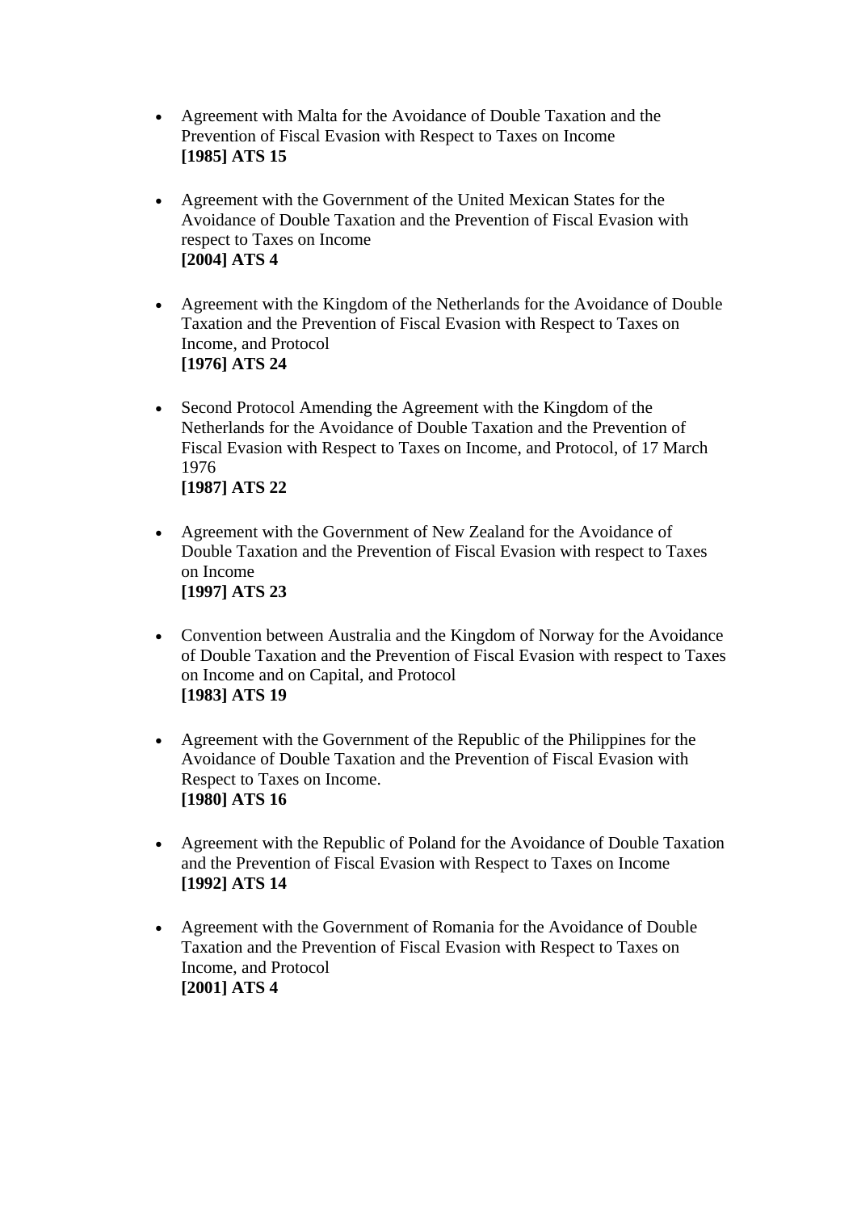- Agreement with Malta for the Avoidance of Double Taxation and the Prevention of Fiscal Evasion with Respect to Taxes on Income
  **[1985] ATS 15**

- Agreement with the Government of the United Mexican States for the Avoidance of Double Taxation and the Prevention of Fiscal Evasion with respect to Taxes on Income
  **[2004] ATS 4**

- Agreement with the Kingdom of the Netherlands for the Avoidance of Double Taxation and the Prevention of Fiscal Evasion with Respect to Taxes on Income, and Protocol
  **[1976] ATS 24**

- Second Protocol Amending the Agreement with the Kingdom of the Netherlands for the Avoidance of Double Taxation and the Prevention of Fiscal Evasion with Respect to Taxes on Income, and Protocol, of 17 March 1976
  **[1987] ATS 22**

- Agreement with the Government of New Zealand for the Avoidance of Double Taxation and the Prevention of Fiscal Evasion with respect to Taxes on Income
  **[1997] ATS 23**

- Convention between Australia and the Kingdom of Norway for the Avoidance of Double Taxation and the Prevention of Fiscal Evasion with respect to Taxes on Income and on Capital, and Protocol
  **[1983] ATS 19**

- Agreement with the Government of the Republic of the Philippines for the Avoidance of Double Taxation and the Prevention of Fiscal Evasion with Respect to Taxes on Income.
  **[1980] ATS 16**

- Agreement with the Republic of Poland for the Avoidance of Double Taxation and the Prevention of Fiscal Evasion with Respect to Taxes on Income
  **[1992] ATS 14**

- Agreement with the Government of Romania for the Avoidance of Double Taxation and the Prevention of Fiscal Evasion with Respect to Taxes on Income, and Protocol
  **[2001] ATS 4**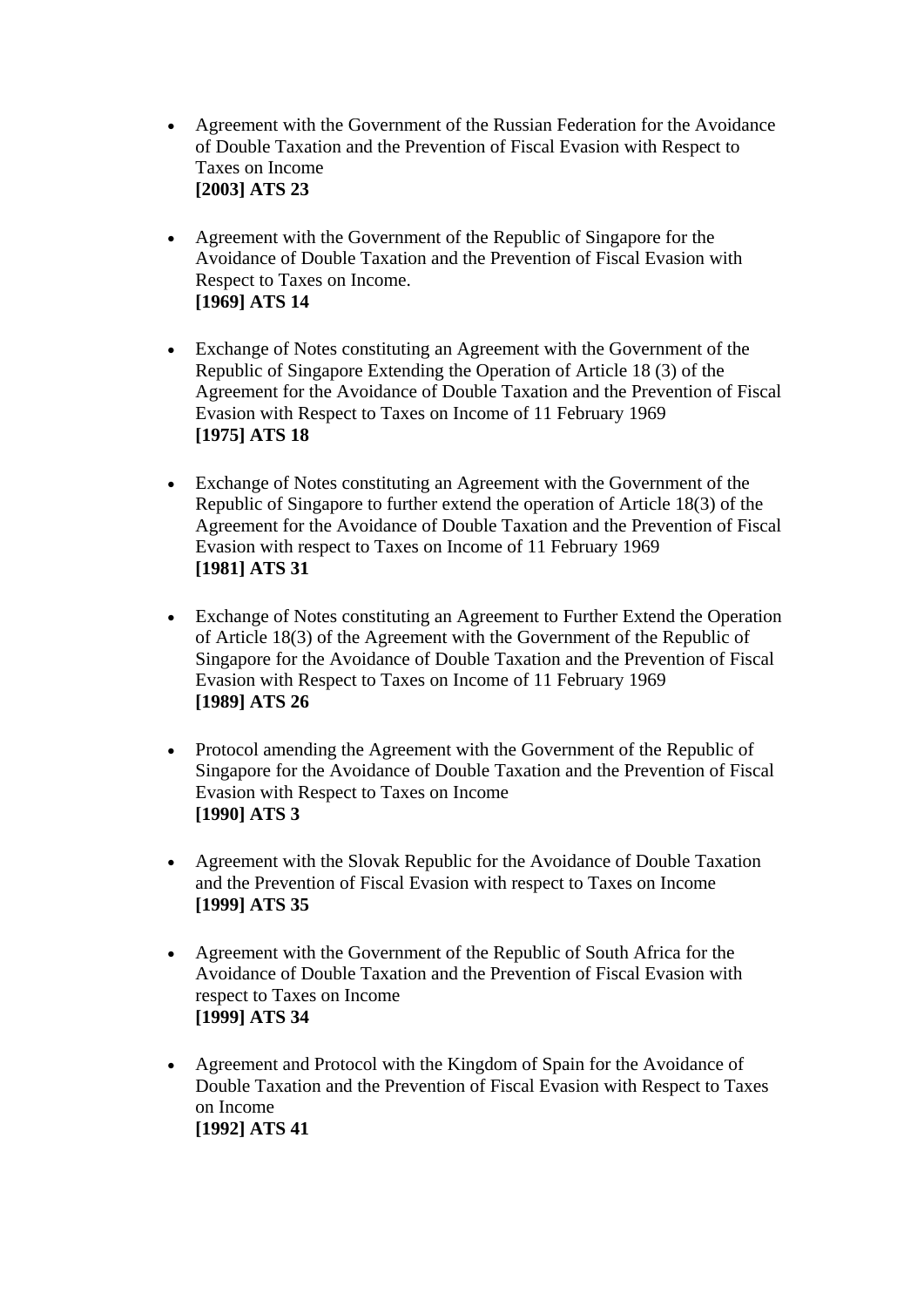- Agreement with the Government of the Russian Federation for the Avoidance of Double Taxation and the Prevention of Fiscal Evasion with Respect to Taxes on Income
  **[2003] ATS 23**

- Agreement with the Government of the Republic of Singapore for the Avoidance of Double Taxation and the Prevention of Fiscal Evasion with Respect to Taxes on Income.
  **[1969] ATS 14**

- Exchange of Notes constituting an Agreement with the Government of the Republic of Singapore Extending the Operation of Article 18 (3) of the Agreement for the Avoidance of Double Taxation and the Prevention of Fiscal Evasion with Respect to Taxes on Income of 11 February 1969
  **[1975] ATS 18**

- Exchange of Notes constituting an Agreement with the Government of the Republic of Singapore to further extend the operation of Article 18(3) of the Agreement for the Avoidance of Double Taxation and the Prevention of Fiscal Evasion with respect to Taxes on Income of 11 February 1969
  **[1981] ATS 31**

- Exchange of Notes constituting an Agreement to Further Extend the Operation of Article 18(3) of the Agreement with the Government of the Republic of Singapore for the Avoidance of Double Taxation and the Prevention of Fiscal Evasion with Respect to Taxes on Income of 11 February 1969
  **[1989] ATS 26**

- Protocol amending the Agreement with the Government of the Republic of Singapore for the Avoidance of Double Taxation and the Prevention of Fiscal Evasion with Respect to Taxes on Income
  **[1990] ATS 3**

- Agreement with the Slovak Republic for the Avoidance of Double Taxation and the Prevention of Fiscal Evasion with respect to Taxes on Income
  **[1999] ATS 35**

- Agreement with the Government of the Republic of South Africa for the Avoidance of Double Taxation and the Prevention of Fiscal Evasion with respect to Taxes on Income
  **[1999] ATS 34**

- Agreement and Protocol with the Kingdom of Spain for the Avoidance of Double Taxation and the Prevention of Fiscal Evasion with Respect to Taxes on Income
  **[1992] ATS 41**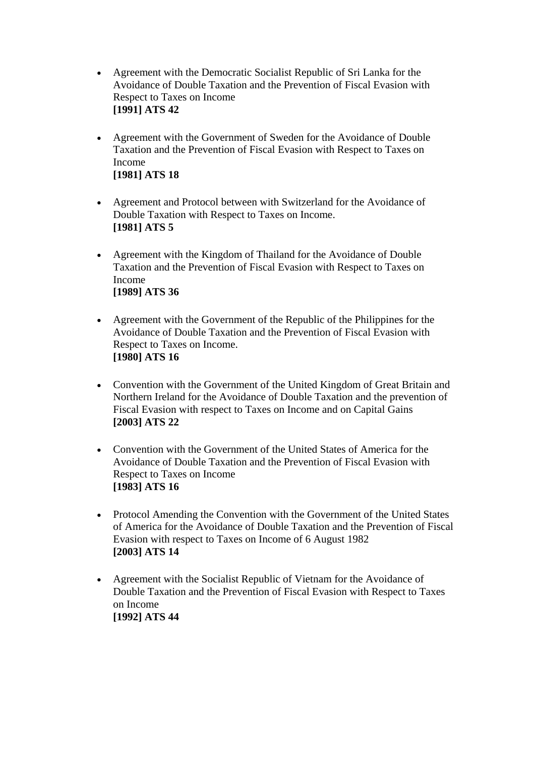- Agreement with the Democratic Socialist Republic of Sri Lanka for the Avoidance of Double Taxation and the Prevention of Fiscal Evasion with Respect to Taxes on Income
  **[1991] ATS 42**

- Agreement with the Government of Sweden for the Avoidance of Double Taxation and the Prevention of Fiscal Evasion with Respect to Taxes on Income
  **[1981] ATS 18**

- Agreement and Protocol between with Switzerland for the Avoidance of Double Taxation with Respect to Taxes on Income.
  **[1981] ATS 5**

- Agreement with the Kingdom of Thailand for the Avoidance of Double Taxation and the Prevention of Fiscal Evasion with Respect to Taxes on Income
  **[1989] ATS 36**

- Agreement with the Government of the Republic of the Philippines for the Avoidance of Double Taxation and the Prevention of Fiscal Evasion with Respect to Taxes on Income.
  **[1980] ATS 16**

- Convention with the Government of the United Kingdom of Great Britain and Northern Ireland for the Avoidance of Double Taxation and the prevention of Fiscal Evasion with respect to Taxes on Income and on Capital Gains
  **[2003] ATS 22**

- Convention with the Government of the United States of America for the Avoidance of Double Taxation and the Prevention of Fiscal Evasion with Respect to Taxes on Income
  **[1983] ATS 16**

- Protocol Amending the Convention with the Government of the United States of America for the Avoidance of Double Taxation and the Prevention of Fiscal Evasion with respect to Taxes on Income of 6 August 1982
  **[2003] ATS 14**

- Agreement with the Socialist Republic of Vietnam for the Avoidance of Double Taxation and the Prevention of Fiscal Evasion with Respect to Taxes on Income
  **[1992] ATS 44**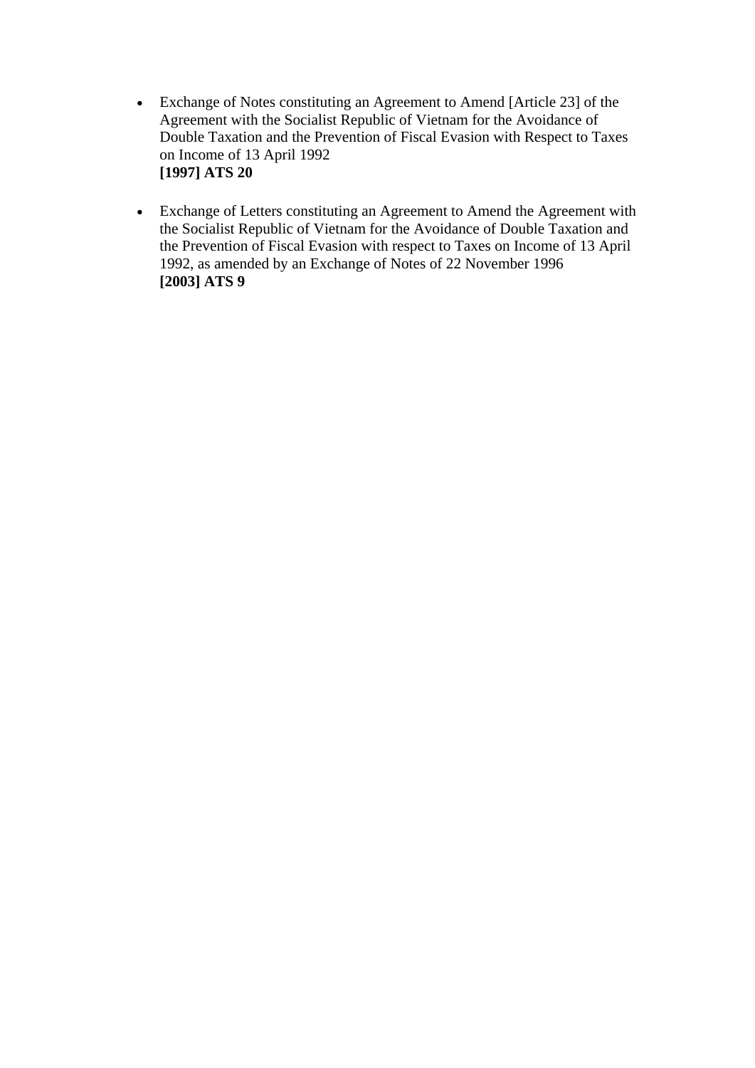- Exchange of Notes constituting an Agreement to Amend [Article 23] of the Agreement with the Socialist Republic of Vietnam for the Avoidance of Double Taxation and the Prevention of Fiscal Evasion with Respect to Taxes on Income of 13 April 1992
  **[1997] ATS 20**

- Exchange of Letters constituting an Agreement to Amend the Agreement with the Socialist Republic of Vietnam for the Avoidance of Double Taxation and the Prevention of Fiscal Evasion with respect to Taxes on Income of 13 April 1992, as amended by an Exchange of Notes of 22 November 1996
  **[2003] ATS 9**